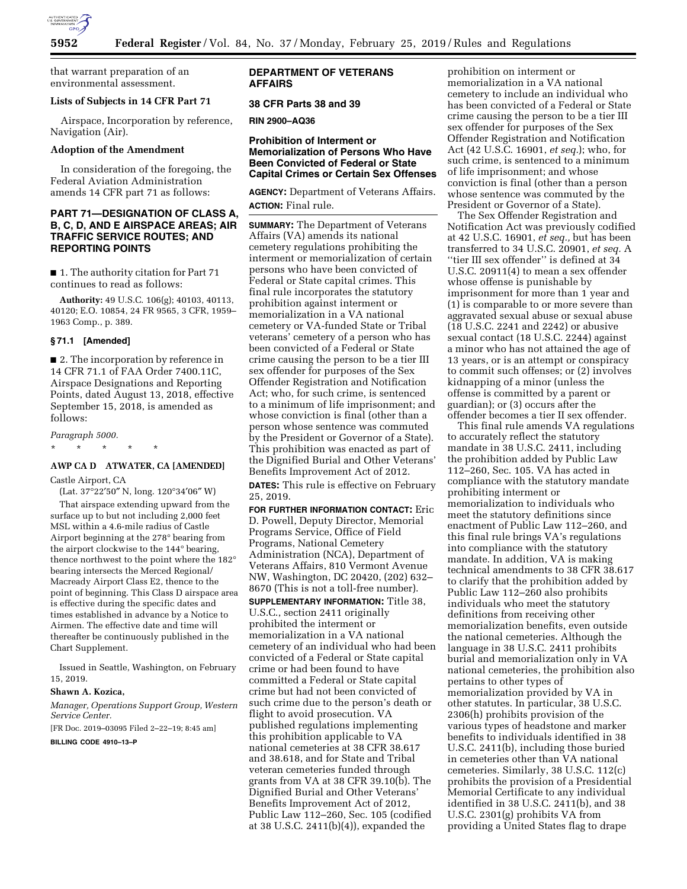that warrant preparation of an environmental assessment.

### Lists of Subjects in 14 CFR Part 71

Airspace, Incorporation by reference, Navigation (Air).

### Adoption of the Amendment

In consideration of the foregoing, the Federal Aviation Administration amends 14 CFR part 71 as follows:

## PART 71—DESIGNATION OF CLASS A, B, C, D, AND E AIRSPACE AREAS; AIR TRAFFIC SERVICE ROUTES; AND REPORTING POINTS

■ 1. The authority citation for Part 71 continues to read as follows:

**Authority:** 49 U.S.C. 106(g); 40103, 40113, 40120; E.O. 10854, 24 FR 9565, 3 CFR, 1959–1963 Comp., p. 389.

### § 71.1 [Amended]

■ 2. The incorporation by reference in 14 CFR 71.1 of FAA Order 7400.11C, Airspace Designations and Reporting Points, dated August 13, 2018, effective September 15, 2018, is amended as follows:

*Paragraph 5000.*

\* \* \* \* \*

### AWP CA D ATWATER, CA [AMENDED]

Castle Airport, CA

(Lat. 37°22′50″ N, long. 120°34′06″ W)

That airspace extending upward from the surface up to but not including 2,000 feet MSL within a 4.6-mile radius of Castle Airport beginning at the 278° bearing from the airport clockwise to the 144° bearing, thence northwest to the point where the 182° bearing intersects the Merced Regional/Macready Airport Class E2, thence to the point of beginning. This Class D airspace area is effective during the specific dates and times established in advance by a Notice to Airmen. The effective date and time will thereafter be continuously published in the Chart Supplement.

Issued in Seattle, Washington, on February 15, 2019.

**Shawn A. Kozica,**

*Manager, Operations Support Group, Western Service Center.*

[FR Doc. 2019–03095 Filed 2–22–19; 8:45 am]

**BILLING CODE 4910–13–P**

## DEPARTMENT OF VETERANS AFFAIRS

### 38 CFR Parts 38 and 39

**RIN 2900–AQ36**

### Prohibition of Interment or Memorialization of Persons Who Have Been Convicted of Federal or State Capital Crimes or Certain Sex Offenses

**AGENCY:** Department of Veterans Affairs.

**ACTION:** Final rule.

**SUMMARY:** The Department of Veterans Affairs (VA) amends its national cemetery regulations prohibiting the interment or memorialization of certain persons who have been convicted of Federal or State capital crimes. This final rule incorporates the statutory prohibition against interment or memorialization in a VA national cemetery or VA-funded State or Tribal veterans' cemetery of a person who has been convicted of a Federal or State crime causing the person to be a tier III sex offender for purposes of the Sex Offender Registration and Notification Act; who, for such crime, is sentenced to a minimum of life imprisonment; and whose conviction is final (other than a person whose sentence was commuted by the President or Governor of a State). This prohibition was enacted as part of the Dignified Burial and Other Veterans' Benefits Improvement Act of 2012.

**DATES:** This rule is effective on February 25, 2019.

**FOR FURTHER INFORMATION CONTACT:** Eric D. Powell, Deputy Director, Memorial Programs Service, Office of Field Programs, National Cemetery Administration (NCA), Department of Veterans Affairs, 810 Vermont Avenue NW, Washington, DC 20420, (202) 632–8670 (This is not a toll-free number).

**SUPPLEMENTARY INFORMATION:** Title 38, U.S.C., section 2411 originally prohibited the interment or memorialization in a VA national cemetery of an individual who had been convicted of a Federal or State capital crime or had been found to have committed a Federal or State capital crime but had not been convicted of such crime due to the person's death or flight to avoid prosecution. VA published regulations implementing this prohibition applicable to VA national cemeteries at 38 CFR 38.617 and 38.618, and for State and Tribal veteran cemeteries funded through grants from VA at 38 CFR 39.10(b). The Dignified Burial and Other Veterans' Benefits Improvement Act of 2012, Public Law 112–260, Sec. 105 (codified at 38 U.S.C. 2411(b)(4)), expanded the prohibition on interment or memorialization in a VA national cemetery to include an individual who has been convicted of a Federal or State crime causing the person to be a tier III sex offender for purposes of the Sex Offender Registration and Notification Act (42 U.S.C. 16901, *et seq.*); who, for such crime, is sentenced to a minimum of life imprisonment; and whose conviction is final (other than a person whose sentence was commuted by the President or Governor of a State).

The Sex Offender Registration and Notification Act was previously codified at 42 U.S.C. 16901, *et seq.,* but has been transferred to 34 U.S.C. 20901, *et seq.* A ''tier III sex offender'' is defined at 34 U.S.C. 20911(4) to mean a sex offender whose offense is punishable by imprisonment for more than 1 year and (1) is comparable to or more severe than aggravated sexual abuse or sexual abuse (18 U.S.C. 2241 and 2242) or abusive sexual contact (18 U.S.C. 2244) against a minor who has not attained the age of 13 years, or is an attempt or conspiracy to commit such offenses; or (2) involves kidnapping of a minor (unless the offense is committed by a parent or guardian); or (3) occurs after the offender becomes a tier II sex offender.

This final rule amends VA regulations to accurately reflect the statutory mandate in 38 U.S.C. 2411, including the prohibition added by Public Law 112–260, Sec. 105. VA has acted in compliance with the statutory mandate prohibiting interment or memorialization to individuals who meet the statutory definitions since enactment of Public Law 112–260, and this final rule brings VA's regulations into compliance with the statutory mandate. In addition, VA is making technical amendments to 38 CFR 38.617 to clarify that the prohibition added by Public Law 112–260 also prohibits individuals who meet the statutory definitions from receiving other memorialization benefits, even outside the national cemeteries. Although the language in 38 U.S.C. 2411 prohibits burial and memorialization only in VA national cemeteries, the prohibition also pertains to other types of memorialization provided by VA in other statutes. In particular, 38 U.S.C. 2306(h) prohibits provision of the various types of headstone and marker benefits to individuals identified in 38 U.S.C. 2411(b), including those buried in cemeteries other than VA national cemeteries. Similarly, 38 U.S.C. 112(c) prohibits the provision of a Presidential Memorial Certificate to any individual identified in 38 U.S.C. 2411(b), and 38 U.S.C. 2301(g) prohibits VA from providing a United States flag to drape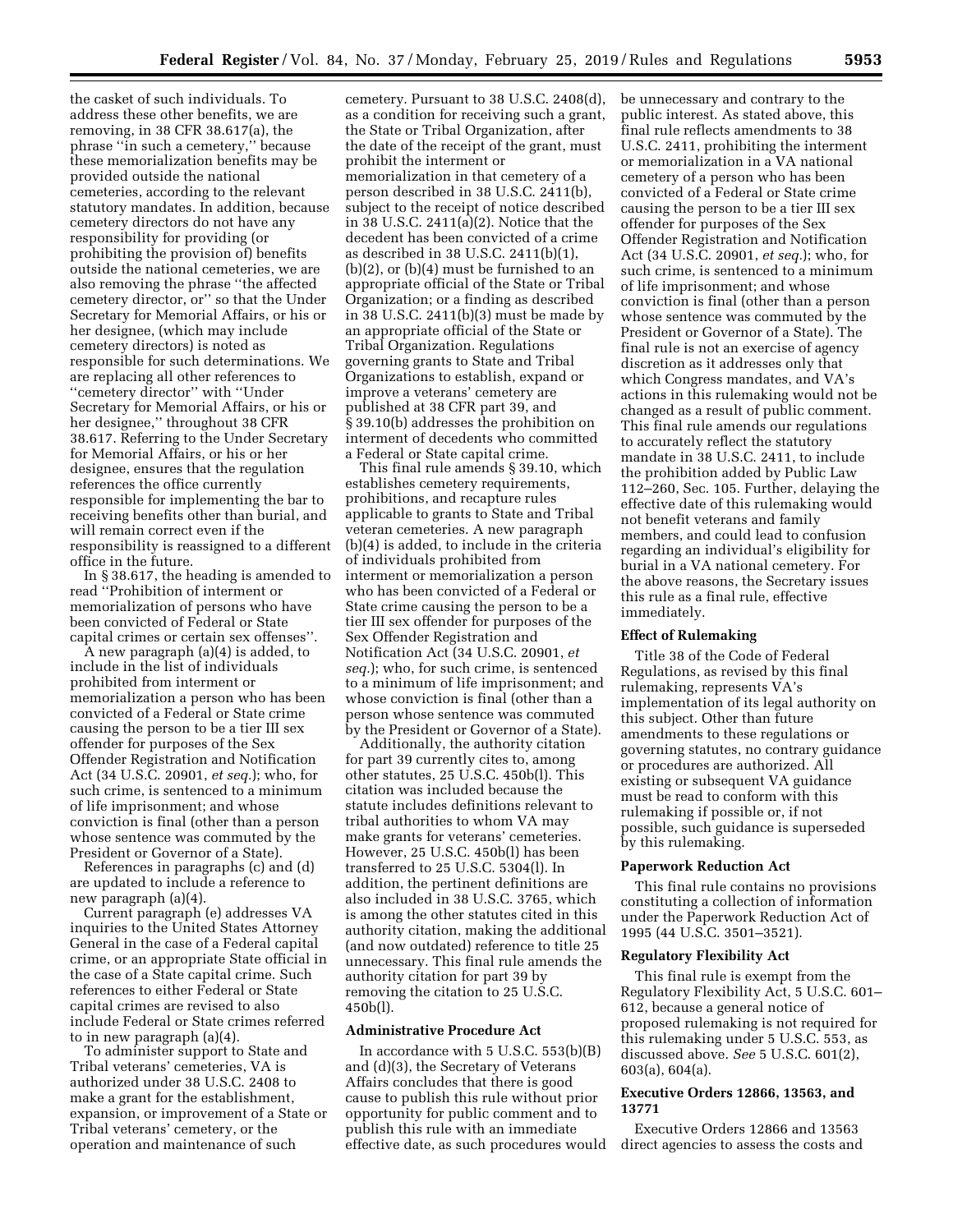the casket of such individuals. To address these other benefits, we are removing, in 38 CFR 38.617(a), the phrase ''in such a cemetery,'' because these memorialization benefits may be provided outside the national cemeteries, according to the relevant statutory mandates. In addition, because cemetery directors do not have any responsibility for providing (or prohibiting the provision of) benefits outside the national cemeteries, we are also removing the phrase ''the affected cemetery director, or'' so that the Under Secretary for Memorial Affairs, or his or her designee, (which may include cemetery directors) is noted as responsible for such determinations. We are replacing all other references to ''cemetery director'' with ''Under Secretary for Memorial Affairs, or his or her designee,'' throughout 38 CFR 38.617. Referring to the Under Secretary for Memorial Affairs, or his or her designee, ensures that the regulation references the office currently responsible for implementing the bar to receiving benefits other than burial, and will remain correct even if the responsibility is reassigned to a different office in the future.

In § 38.617, the heading is amended to read ''Prohibition of interment or memorialization of persons who have been convicted of Federal or State capital crimes or certain sex offenses''.

A new paragraph (a)(4) is added, to include in the list of individuals prohibited from interment or memorialization a person who has been convicted of a Federal or State crime causing the person to be a tier III sex offender for purposes of the Sex Offender Registration and Notification Act (34 U.S.C. 20901, *et seq.*); who, for such crime, is sentenced to a minimum of life imprisonment; and whose conviction is final (other than a person whose sentence was commuted by the President or Governor of a State).

References in paragraphs (c) and (d) are updated to include a reference to new paragraph (a)(4).

Current paragraph (e) addresses VA inquiries to the United States Attorney General in the case of a Federal capital crime, or an appropriate State official in the case of a State capital crime. Such references to either Federal or State capital crimes are revised to also include Federal or State crimes referred to in new paragraph (a)(4).

To administer support to State and Tribal veterans' cemeteries, VA is authorized under 38 U.S.C. 2408 to make a grant for the establishment, expansion, or improvement of a State or Tribal veterans' cemetery, or the operation and maintenance of such cemetery. Pursuant to 38 U.S.C. 2408(d), as a condition for receiving such a grant, the State or Tribal Organization, after the date of the receipt of the grant, must prohibit the interment or memorialization in that cemetery of a person described in 38 U.S.C. 2411(b), subject to the receipt of notice described in 38 U.S.C. 2411(a)(2). Notice that the decedent has been convicted of a crime as described in 38 U.S.C. 2411(b)(1), (b)(2), or (b)(4) must be furnished to an appropriate official of the State or Tribal Organization; or a finding as described in 38 U.S.C. 2411(b)(3) must be made by an appropriate official of the State or Tribal Organization. Regulations governing grants to State and Tribal Organizations to establish, expand or improve a veterans' cemetery are published at 38 CFR part 39, and § 39.10(b) addresses the prohibition on interment of decedents who committed a Federal or State capital crime.

This final rule amends § 39.10, which establishes cemetery requirements, prohibitions, and recapture rules applicable to grants to State and Tribal veteran cemeteries. A new paragraph (b)(4) is added, to include in the criteria of individuals prohibited from interment or memorialization a person who has been convicted of a Federal or State crime causing the person to be a tier III sex offender for purposes of the Sex Offender Registration and Notification Act (34 U.S.C. 20901, *et seq.*); who, for such crime, is sentenced to a minimum of life imprisonment; and whose conviction is final (other than a person whose sentence was commuted by the President or Governor of a State).

Additionally, the authority citation for part 39 currently cites to, among other statutes, 25 U.S.C. 450b(l). This citation was included because the statute includes definitions relevant to tribal authorities to whom VA may make grants for veterans' cemeteries. However, 25 U.S.C. 450b(l) has been transferred to 25 U.S.C. 5304(l). In addition, the pertinent definitions are also included in 38 U.S.C. 3765, which is among the other statutes cited in this authority citation, making the additional (and now outdated) reference to title 25 unnecessary. This final rule amends the authority citation for part 39 by removing the citation to 25 U.S.C. 450b(l).

## Administrative Procedure Act

In accordance with 5 U.S.C. 553(b)(B) and (d)(3), the Secretary of Veterans Affairs concludes that there is good cause to publish this rule without prior opportunity for public comment and to publish this rule with an immediate effective date, as such procedures would be unnecessary and contrary to the public interest. As stated above, this final rule reflects amendments to 38 U.S.C. 2411, prohibiting the interment or memorialization in a VA national cemetery of a person who has been convicted of a Federal or State crime causing the person to be a tier III sex offender for purposes of the Sex Offender Registration and Notification Act (34 U.S.C. 20901, *et seq.*); who, for such crime, is sentenced to a minimum of life imprisonment; and whose conviction is final (other than a person whose sentence was commuted by the President or Governor of a State). The final rule is not an exercise of agency discretion as it addresses only that which Congress mandates, and VA's actions in this rulemaking would not be changed as a result of public comment. This final rule amends our regulations to accurately reflect the statutory mandate in 38 U.S.C. 2411, to include the prohibition added by Public Law 112–260, Sec. 105. Further, delaying the effective date of this rulemaking would not benefit veterans and family members, and could lead to confusion regarding an individual's eligibility for burial in a VA national cemetery. For the above reasons, the Secretary issues this rule as a final rule, effective immediately.

## Effect of Rulemaking

Title 38 of the Code of Federal Regulations, as revised by this final rulemaking, represents VA's implementation of its legal authority on this subject. Other than future amendments to these regulations or governing statutes, no contrary guidance or procedures are authorized. All existing or subsequent VA guidance must be read to conform with this rulemaking if possible or, if not possible, such guidance is superseded by this rulemaking.

## Paperwork Reduction Act

This final rule contains no provisions constituting a collection of information under the Paperwork Reduction Act of 1995 (44 U.S.C. 3501–3521).

## Regulatory Flexibility Act

This final rule is exempt from the Regulatory Flexibility Act, 5 U.S.C. 601–612, because a general notice of proposed rulemaking is not required for this rulemaking under 5 U.S.C. 553, as discussed above. *See* 5 U.S.C. 601(2), 603(a), 604(a).

## Executive Orders 12866, 13563, and 13771

Executive Orders 12866 and 13563 direct agencies to assess the costs and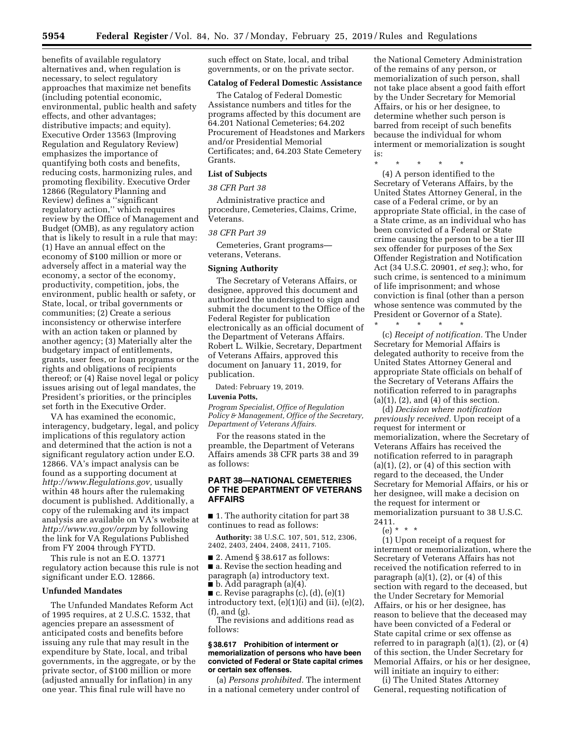benefits of available regulatory alternatives and, when regulation is necessary, to select regulatory approaches that maximize net benefits (including potential economic, environmental, public health and safety effects, and other advantages; distributive impacts; and equity). Executive Order 13563 (Improving Regulation and Regulatory Review) emphasizes the importance of quantifying both costs and benefits, reducing costs, harmonizing rules, and promoting flexibility. Executive Order 12866 (Regulatory Planning and Review) defines a "significant regulatory action," which requires review by the Office of Management and Budget (OMB), as any regulatory action that is likely to result in a rule that may: (1) Have an annual effect on the economy of $100 million or more or adversely affect in a material way the economy, a sector of the economy, productivity, competition, jobs, the environment, public health or safety, or State, local, or tribal governments or communities; (2) Create a serious inconsistency or otherwise interfere with an action taken or planned by another agency; (3) Materially alter the budgetary impact of entitlements, grants, user fees, or loan programs or the rights and obligations of recipients thereof; or (4) Raise novel legal or policy issues arising out of legal mandates, the President's priorities, or the principles set forth in the Executive Order.

VA has examined the economic, interagency, budgetary, legal, and policy implications of this regulatory action and determined that the action is not a significant regulatory action under E.O. 12866. VA's impact analysis can be found as a supporting document at *http://www.Regulations.gov,* usually within 48 hours after the rulemaking document is published. Additionally, a copy of the rulemaking and its impact analysis are available on VA's website at *http://www.va.gov/orpm* by following the link for VA Regulations Published from FY 2004 through FYTD.

This rule is not an E.O. 13771 regulatory action because this rule is not significant under E.O. 12866.

**Unfunded Mandates**

The Unfunded Mandates Reform Act of 1995 requires, at 2 U.S.C. 1532, that agencies prepare an assessment of anticipated costs and benefits before issuing any rule that may result in the expenditure by State, local, and tribal governments, in the aggregate, or by the private sector, of $100 million or more (adjusted annually for inflation) in any one year. This final rule will have no such effect on State, local, and tribal governments, or on the private sector.

**Catalog of Federal Domestic Assistance**

The Catalog of Federal Domestic Assistance numbers and titles for the programs affected by this document are 64.201 National Cemeteries; 64.202 Procurement of Headstones and Markers and/or Presidential Memorial Certificates; and, 64.203 State Cemetery Grants.

**List of Subjects**

*38 CFR Part 38*

Administrative practice and procedure, Cemeteries, Claims, Crime, Veterans.

*38 CFR Part 39*

Cemeteries, Grant programs—veterans, Veterans.

**Signing Authority**

The Secretary of Veterans Affairs, or designee, approved this document and authorized the undersigned to sign and submit the document to the Office of the Federal Register for publication electronically as an official document of the Department of Veterans Affairs. Robert L. Wilkie, Secretary, Department of Veterans Affairs, approved this document on January 11, 2019, for publication.

Dated: February 19, 2019.

**Luvenia Potts,**

*Program Specialist, Office of Regulation Policy & Management, Office of the Secretary, Department of Veterans Affairs.*

For the reasons stated in the preamble, the Department of Veterans Affairs amends 38 CFR parts 38 and 39 as follows:

## PART 38—NATIONAL CEMETERIES OF THE DEPARTMENT OF VETERANS AFFAIRS

■ 1. The authority citation for part 38 continues to read as follows:

**Authority:** 38 U.S.C. 107, 501, 512, 2306, 2402, 2403, 2404, 2408, 2411, 7105.

■ 2. Amend § 38.617 as follows:
■ a. Revise the section heading and paragraph (a) introductory text.
■ b. Add paragraph (a)(4).
■ c. Revise paragraphs (c), (d), (e)(1) introductory text, (e)(1)(i) and (ii), (e)(2), (f), and (g).

The revisions and additions read as follows:

**§ 38.617 Prohibition of interment or memorialization of persons who have been convicted of Federal or State capital crimes or certain sex offenses.**

(a) *Persons prohibited.* The interment in a national cemetery under control of the National Cemetery Administration of the remains of any person, or memorialization of such person, shall not take place absent a good faith effort by the Under Secretary for Memorial Affairs, or his or her designee, to determine whether such person is barred from receipt of such benefits because the individual for whom interment or memorialization is sought is:

\* \* \* \* \*

(4) A person identified to the Secretary of Veterans Affairs, by the United States Attorney General, in the case of a Federal crime, or by an appropriate State official, in the case of a State crime, as an individual who has been convicted of a Federal or State crime causing the person to be a tier III sex offender for purposes of the Sex Offender Registration and Notification Act (34 U.S.C. 20901, *et seq.*); who, for such crime, is sentenced to a minimum of life imprisonment; and whose conviction is final (other than a person whose sentence was commuted by the President or Governor of a State).

\* \* \* \* \*

(c) *Receipt of notification.* The Under Secretary for Memorial Affairs is delegated authority to receive from the United States Attorney General and appropriate State officials on behalf of the Secretary of Veterans Affairs the notification referred to in paragraphs (a)(1), (2), and (4) of this section.

(d) *Decision where notification previously received.* Upon receipt of a request for interment or memorialization, where the Secretary of Veterans Affairs has received the notification referred to in paragraph (a)(1), (2), or (4) of this section with regard to the deceased, the Under Secretary for Memorial Affairs, or his or her designee, will make a decision on the request for interment or memorialization pursuant to 38 U.S.C. 2411.

(e) \* \* \*

(1) Upon receipt of a request for interment or memorialization, where the Secretary of Veterans Affairs has not received the notification referred to in paragraph (a)(1), (2), or (4) of this section with regard to the deceased, but the Under Secretary for Memorial Affairs, or his or her designee, has reason to believe that the deceased may have been convicted of a Federal or State capital crime or sex offense as referred to in paragraph (a)(1), (2), or (4) of this section, the Under Secretary for Memorial Affairs, or his or her designee, will initiate an inquiry to either:

(i) The United States Attorney General, requesting notification of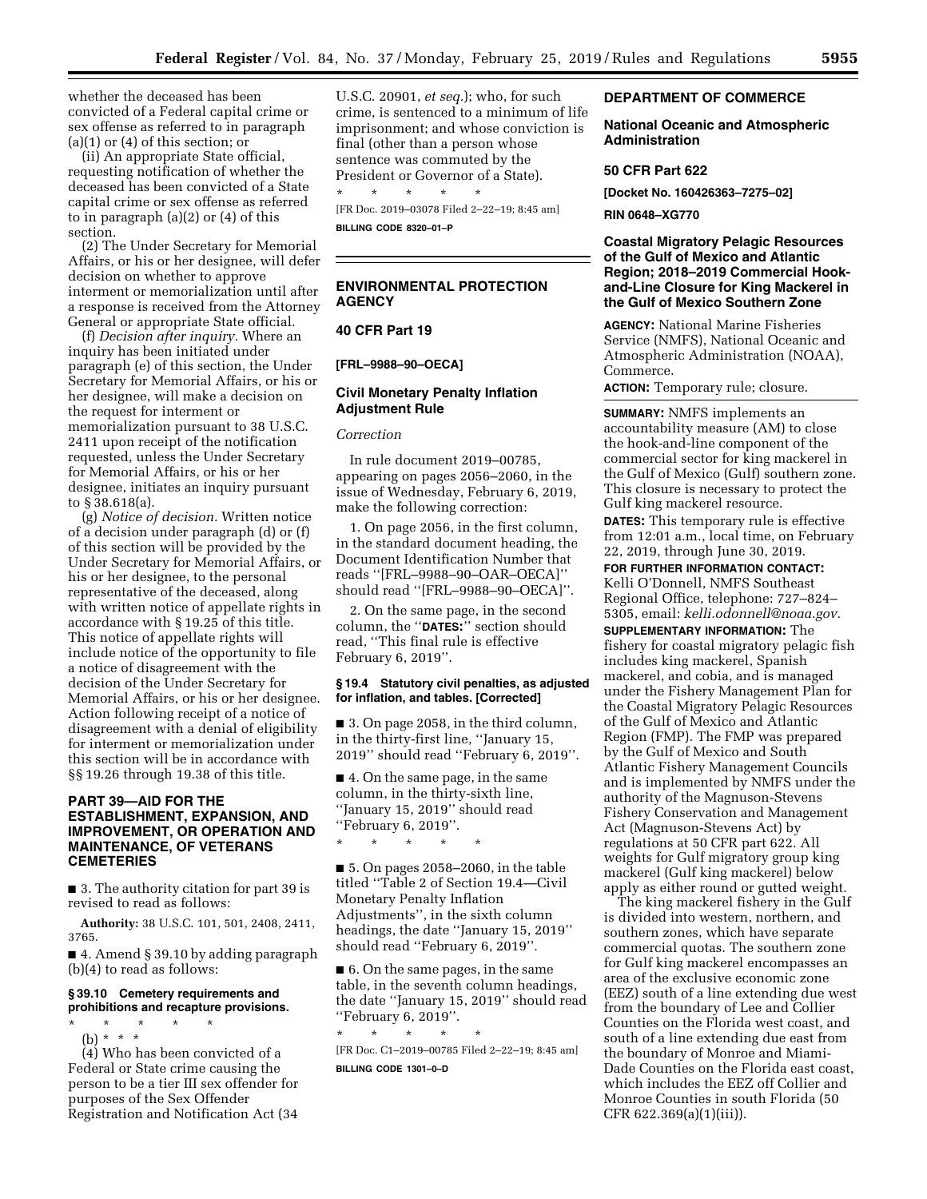whether the deceased has been convicted of a Federal capital crime or sex offense as referred to in paragraph (a)(1) or (4) of this section; or

(ii) An appropriate State official, requesting notification of whether the deceased has been convicted of a State capital crime or sex offense as referred to in paragraph (a)(2) or (4) of this section.

(2) The Under Secretary for Memorial Affairs, or his or her designee, will defer decision on whether to approve interment or memorialization until after a response is received from the Attorney General or appropriate State official.

(f) *Decision after inquiry.* Where an inquiry has been initiated under paragraph (e) of this section, the Under Secretary for Memorial Affairs, or his or her designee, will make a decision on the request for interment or memorialization pursuant to 38 U.S.C. 2411 upon receipt of the notification requested, unless the Under Secretary for Memorial Affairs, or his or her designee, initiates an inquiry pursuant to § 38.618(a).

(g) *Notice of decision.* Written notice of a decision under paragraph (d) or (f) of this section will be provided by the Under Secretary for Memorial Affairs, or his or her designee, to the personal representative of the deceased, along with written notice of appellate rights in accordance with § 19.25 of this title. This notice of appellate rights will include notice of the opportunity to file a notice of disagreement with the decision of the Under Secretary for Memorial Affairs, or his or her designee. Action following receipt of a notice of disagreement with a denial of eligibility for interment or memorialization under this section will be in accordance with §§ 19.26 through 19.38 of this title.

## PART 39—AID FOR THE ESTABLISHMENT, EXPANSION, AND IMPROVEMENT, OR OPERATION AND MAINTENANCE, OF VETERANS CEMETERIES

■ 3. The authority citation for part 39 is revised to read as follows:

**Authority:** 38 U.S.C. 101, 501, 2408, 2411, 3765.

■ 4. Amend § 39.10 by adding paragraph (b)(4) to read as follows:

### § 39.10 Cemetery requirements and prohibitions and recapture provisions.

\* \* \* \* \*

(b) \* \* \*

(4) Who has been convicted of a Federal or State crime causing the person to be a tier III sex offender for purposes of the Sex Offender Registration and Notification Act (34 U.S.C. 20901, *et seq.*); who, for such crime, is sentenced to a minimum of life imprisonment; and whose conviction is final (other than a person whose sentence was commuted by the President or Governor of a State).

\* \* \* \* \*

[FR Doc. 2019–03078 Filed 2–22–19; 8:45 am]

**BILLING CODE 8320–01–P**

---

## ENVIRONMENTAL PROTECTION AGENCY

## 40 CFR Part 19

**[FRL–9988–90–OECA]**

## Civil Monetary Penalty Inflation Adjustment Rule

*Correction*

In rule document 2019–00785, appearing on pages 2056–2060, in the issue of Wednesday, February 6, 2019, make the following correction:

1. On page 2056, in the first column, in the standard document heading, the Document Identification Number that reads ''[FRL–9988–90–OAR–OECA]'' should read ''[FRL–9988–90–OECA]''.

2. On the same page, in the second column, the ''**DATES:**'' section should read, ''This final rule is effective February 6, 2019''.

### § 19.4 Statutory civil penalties, as adjusted for inflation, and tables. [Corrected]

■ 3. On page 2058, in the third column, in the thirty-first line, ''January 15, 2019'' should read ''February 6, 2019''.

■ 4. On the same page, in the same column, in the thirty-sixth line, ''January 15, 2019'' should read ''February 6, 2019''.

\* \* \* \* \*

■ 5. On pages 2058–2060, in the table titled ''Table 2 of Section 19.4—Civil Monetary Penalty Inflation Adjustments'', in the sixth column headings, the date ''January 15, 2019'' should read ''February 6, 2019''.

■ 6. On the same pages, in the same table, in the seventh column headings, the date ''January 15, 2019'' should read ''February 6, 2019''.

\* \* \* \* \*

[FR Doc. C1–2019–00785 Filed 2–22–19; 8:45 am]

**BILLING CODE 1301–0–D**

---

## DEPARTMENT OF COMMERCE

## National Oceanic and Atmospheric Administration

## 50 CFR Part 622

**[Docket No. 160426363–7275–02]**

**RIN 0648–XG770**

## Coastal Migratory Pelagic Resources of the Gulf of Mexico and Atlantic Region; 2018–2019 Commercial Hook-and-Line Closure for King Mackerel in the Gulf of Mexico Southern Zone

**AGENCY:** National Marine Fisheries Service (NMFS), National Oceanic and Atmospheric Administration (NOAA), Commerce.

**ACTION:** Temporary rule; closure.

**SUMMARY:** NMFS implements an accountability measure (AM) to close the hook-and-line component of the commercial sector for king mackerel in the Gulf of Mexico (Gulf) southern zone. This closure is necessary to protect the Gulf king mackerel resource.

**DATES:** This temporary rule is effective from 12:01 a.m., local time, on February 22, 2019, through June 30, 2019.

**FOR FURTHER INFORMATION CONTACT:** Kelli O'Donnell, NMFS Southeast Regional Office, telephone: 727–824–5305, email: *kelli.odonnell@noaa.gov.*

**SUPPLEMENTARY INFORMATION:** The fishery for coastal migratory pelagic fish includes king mackerel, Spanish mackerel, and cobia, and is managed under the Fishery Management Plan for the Coastal Migratory Pelagic Resources of the Gulf of Mexico and Atlantic Region (FMP). The FMP was prepared by the Gulf of Mexico and South Atlantic Fishery Management Councils and is implemented by NMFS under the authority of the Magnuson-Stevens Fishery Conservation and Management Act (Magnuson-Stevens Act) by regulations at 50 CFR part 622. All weights for Gulf migratory group king mackerel (Gulf king mackerel) below apply as either round or gutted weight.

The king mackerel fishery in the Gulf is divided into western, northern, and southern zones, which have separate commercial quotas. The southern zone for Gulf king mackerel encompasses an area of the exclusive economic zone (EEZ) south of a line extending due west from the boundary of Lee and Collier Counties on the Florida west coast, and south of a line extending due east from the boundary of Monroe and Miami-Dade Counties on the Florida east coast, which includes the EEZ off Collier and Monroe Counties in south Florida (50 CFR 622.369(a)(1)(iii)).